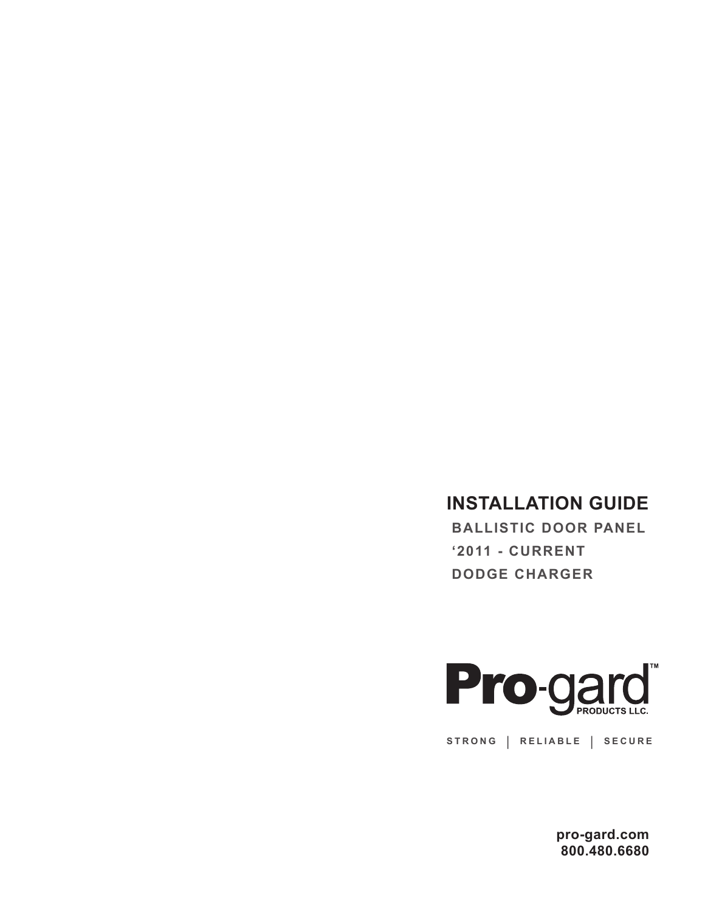# INSTALLATION GUIDE

**BALLISTIC DOOR PANEL**

**‘2011 - CURRENT**

**DODGE CHARGER**

**Pro-gard™**
PRODUCTS LLC.

STRONG | RELIABLE | SECURE

**pro-gard.com**
**800.480.6680**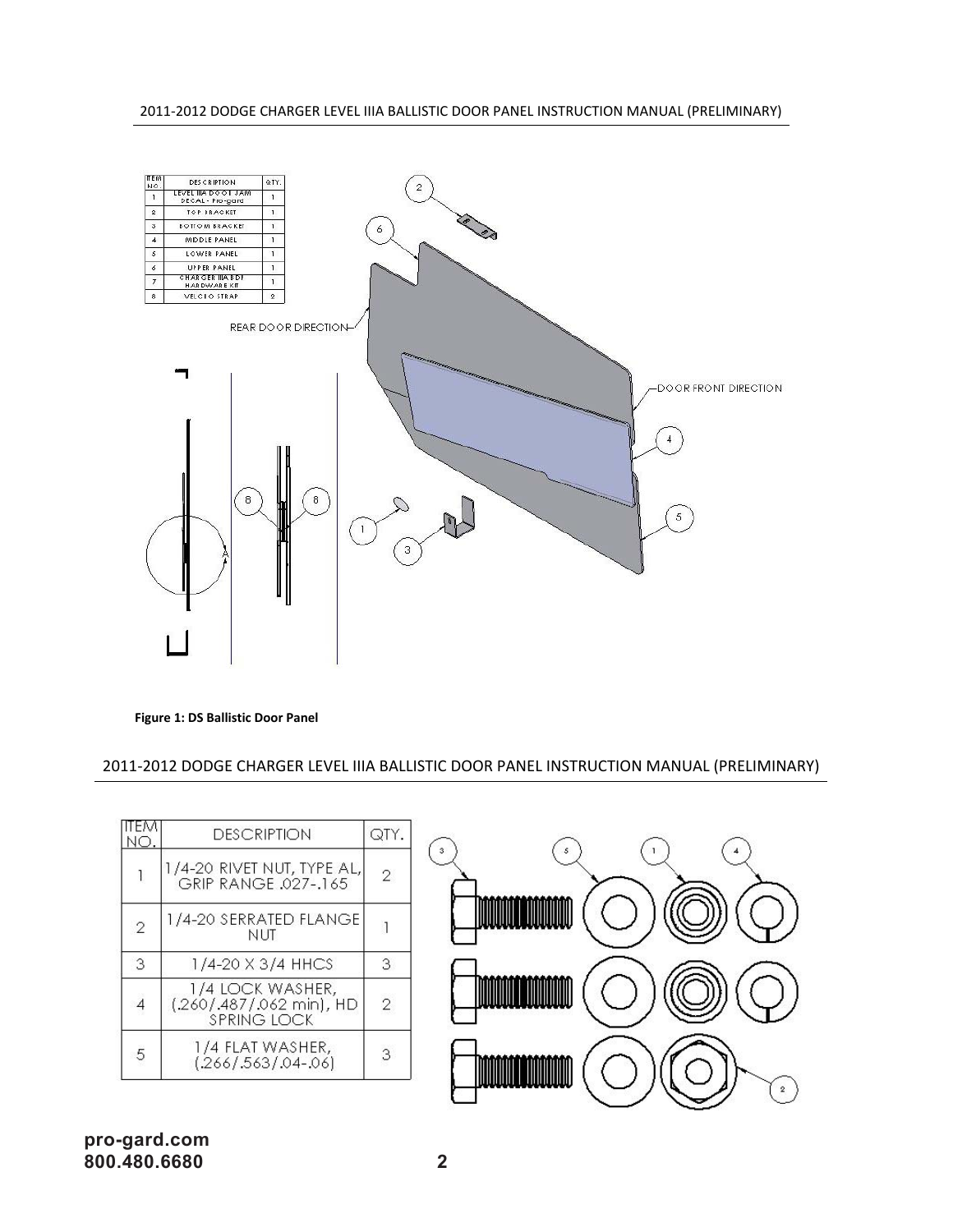| ITEM NO. | DESCRIPTION | QTY. |
| --- | --- | --- |
| 1 | LEVEL IIIA DOOR JAM DECAL - Pro-gard | 1 |
| 2 | TOP BRACKET | 1 |
| 3 | BOTTOM BRACKET | 1 |
| 4 | MIDDLE PANEL | 1 |
| 5 | LOWER PANEL | 1 |
| 6 | UPPER PANEL | 1 |
| 7 | CHARGER IIIA BDT HARDWARE KIT | 1 |
| 8 | VELCRO STRAP | 2 |

REAR DOOR DIRECTION

DOOR FRONT DIRECTION

**Figure 1: DS Ballistic Door Panel**

| ITEM NO. | DESCRIPTION | QTY. |
| --- | --- | --- |
| 1 | 1/4-20 RIVET NUT, TYPE AL, GRIP RANGE .027-.165 | 2 |
| 2 | 1/4-20 SERRATED FLANGE NUT | 1 |
| 3 | 1/4-20 X 3/4 HHCS | 3 |
| 4 | 1/4 LOCK WASHER, (.260/.487/.062 min), HD SPRING LOCK | 2 |
| 5 | 1/4 FLAT WASHER, (.266/.563/.04-.06) | 3 |

pro-gard.com
800.480.6680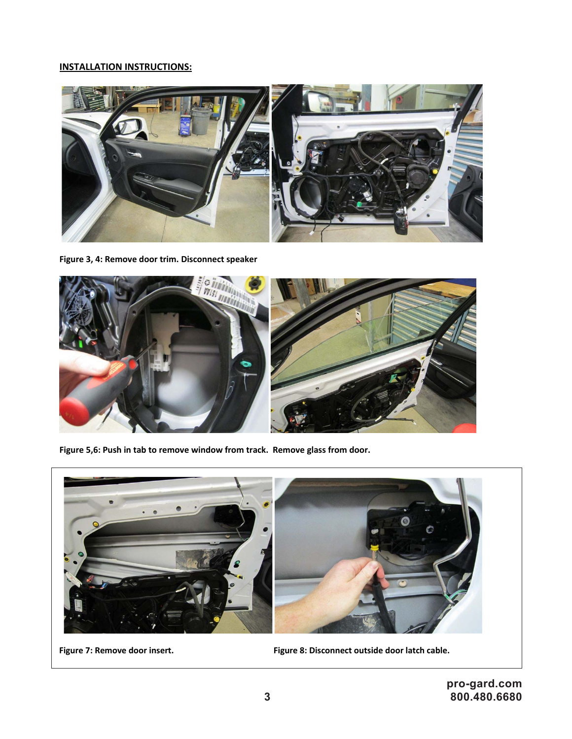**INSTALLATION INSTRUCTIONS:**

**Figure 3, 4: Remove door trim. Disconnect speaker**

**Figure 5,6: Push in tab to remove window from track.  Remove glass from door.**

**Figure 7: Remove door insert.**

**Figure 8: Disconnect outside door latch cable.**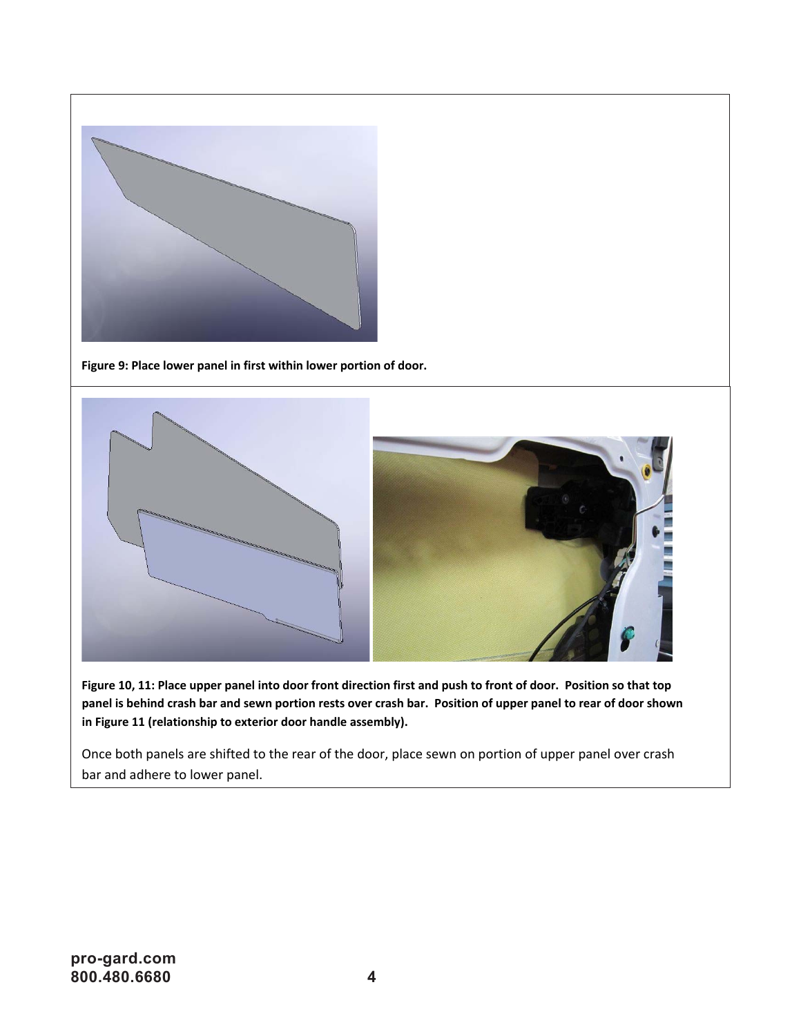**Figure 9: Place lower panel in first within lower portion of door.**

**Figure 10, 11: Place upper panel into door front direction first and push to front of door. Position so that top panel is behind crash bar and sewn portion rests over crash bar. Position of upper panel to rear of door shown in Figure 11 (relationship to exterior door handle assembly).**

Once both panels are shifted to the rear of the door, place sewn on portion of upper panel over crash bar and adhere to lower panel.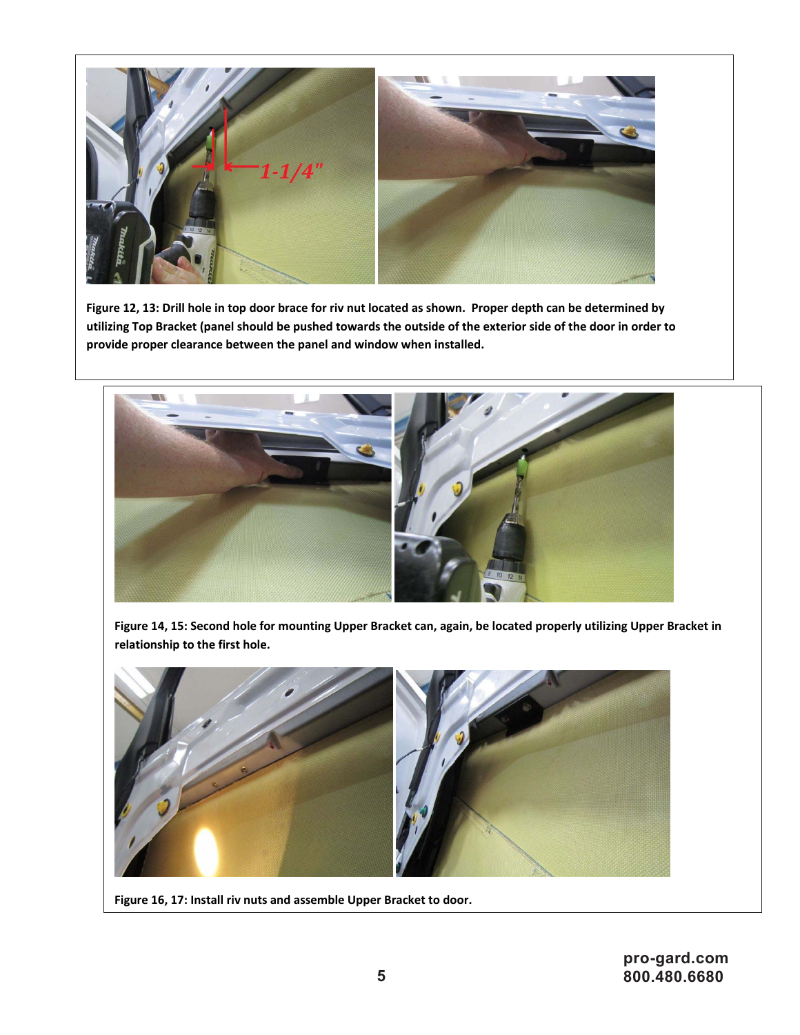Figure 12, 13: Drill hole in top door brace for riv nut located as shown. Proper depth can be determined by utilizing Top Bracket (panel should be pushed towards the outside of the exterior side of the door in order to provide proper clearance between the panel and window when installed.

Figure 14, 15: Second hole for mounting Upper Bracket can, again, be located properly utilizing Upper Bracket in relationship to the first hole.

Figure 16, 17: Install riv nuts and assemble Upper Bracket to door.

pro-gard.com
800.480.6680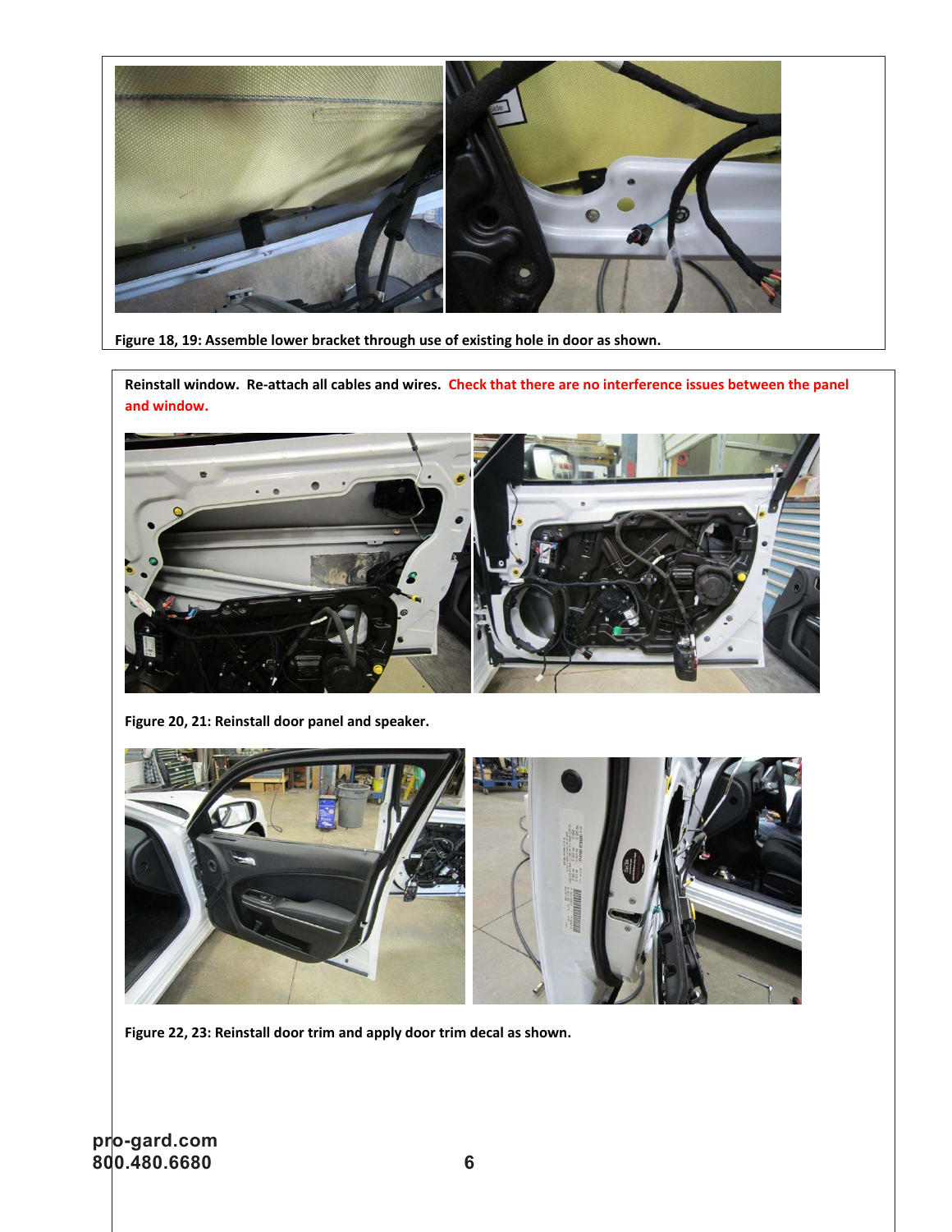**Figure 18, 19: Assemble lower bracket through use of existing hole in door as shown.**

**Reinstall window. Re-attach all cables and wires. Check that there are no interference issues between the panel and window.**

**Figure 20, 21: Reinstall door panel and speaker.**

**Figure 22, 23: Reinstall door trim and apply door trim decal as shown.**

pro-gard.com
800.480.6680